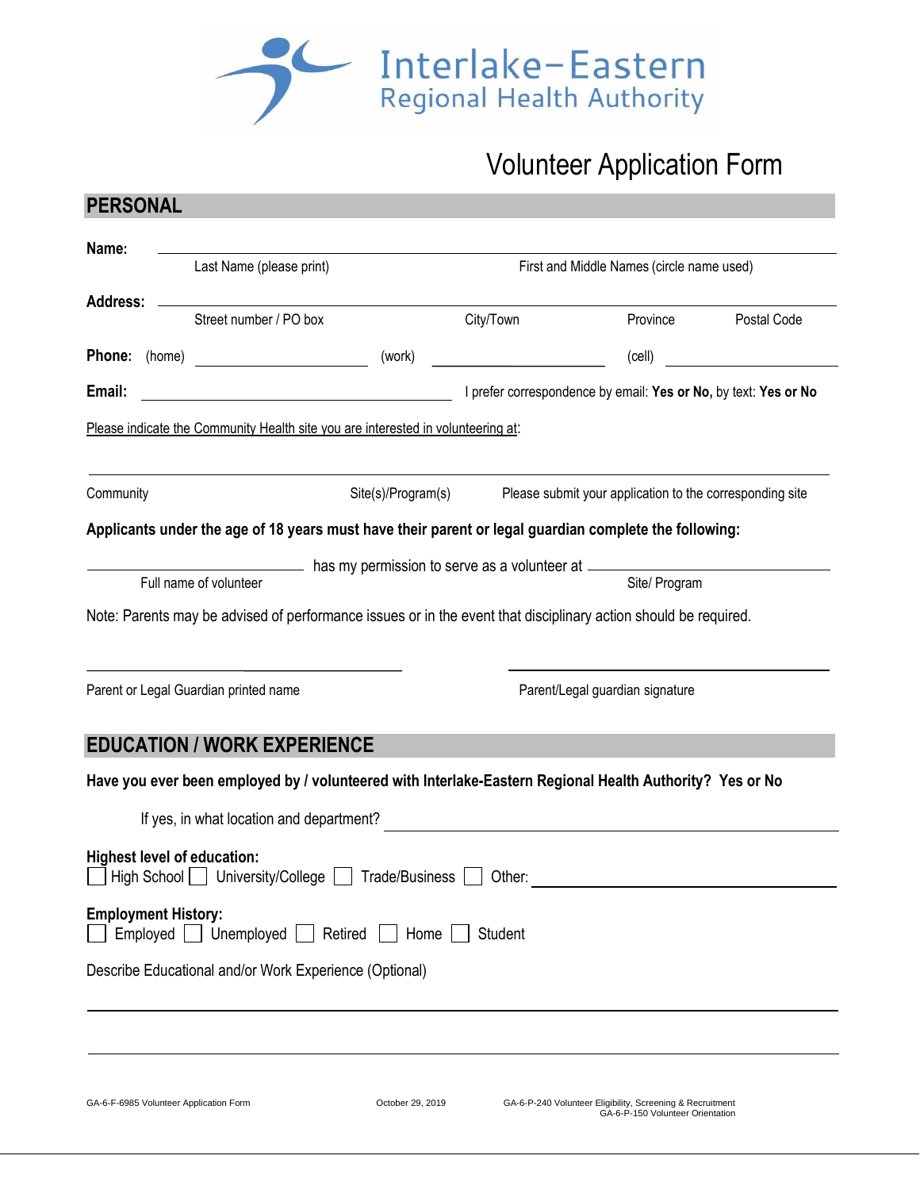Interlake-Eastern
Regional Health Authority

# Volunteer Application Form

## PERSONAL

**Name:** ______________________________________________

Last Name (please print) First and Middle Names (circle name used)

**Address:** ______________________________________________

Street number / PO box City/Town Province Postal Code

**Phone:** (home) ______________ (work) ______________ (cell) ______________

**Email:** ______________ I prefer correspondence by email: **Yes or No,** by text: **Yes or No**

Please indicate the Community Health site you are interested in volunteering at:

______________________________________________

Community Site(s)/Program(s) Please submit your application to the corresponding site

**Applicants under the age of 18 years must have their parent or legal guardian complete the following:**

______________ has my permission to serve as a volunteer at ______________

Full name of volunteer Site/ Program

Note: Parents may be advised of performance issues or in the event that disciplinary action should be required.

______________ ______________

Parent or Legal Guardian printed name Parent/Legal guardian signature

## EDUCATION / WORK EXPERIENCE

**Have you ever been employed by / volunteered with Interlake-Eastern Regional Health Authority? Yes or No**

If yes, in what location and department? ______________

**Highest level of education:**

☐ High School ☐ University/College ☐ Trade/Business ☐ Other: ______________

**Employment History:**

☐ Employed ☐ Unemployed ☐ Retired ☐ Home ☐ Student

Describe Educational and/or Work Experience (Optional)

______________________________________________

______________________________________________

GA-6-F-6985 Volunteer Application Form October 29, 2019 GA-6-P-240 Volunteer Eligibility, Screening & Recruitment GA-6-P-150 Volunteer Orientation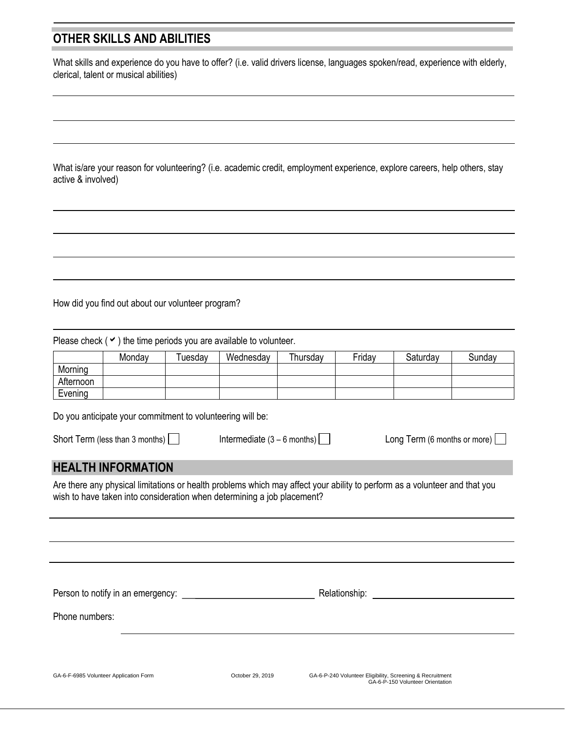## OTHER SKILLS AND ABILITIES

What skills and experience do you have to offer? (i.e. valid drivers license, languages spoken/read, experience with elderly, clerical, talent or musical abilities)

_______________________________________________

_______________________________________________

_______________________________________________

What is/are your reason for volunteering? (i.e. academic credit, employment experience, explore careers, help others, stay active & involved)

_______________________________________________

_______________________________________________

_______________________________________________

_______________________________________________

How did you find out about our volunteer program?

_______________________________________________

Please check ( ✔ ) the time periods you are available to volunteer.

| | Monday | Tuesday | Wednesday | Thursday | Friday | Saturday | Sunday |
|---|---|---|---|---|---|---|---|
| Morning | | | | | | | |
| Afternoon | | | | | | | |
| Evening | | | | | | | |

Do you anticipate your commitment to volunteering will be:

Short Term (less than 3 months) ☐ Intermediate (3 – 6 months) ☐ Long Term (6 months or more) ☐

## HEALTH INFORMATION

Are there any physical limitations or health problems which may affect your ability to perform as a volunteer and that you wish to have taken into consideration when determining a job placement?

_______________________________________________

_______________________________________________

_______________________________________________

Person to notify in an emergency: ____________________ Relationship: ____________________

Phone numbers: ____________________

GA-6-F-6985 Volunteer Application Form October 29, 2019 GA-6-P-240 Volunteer Eligibility, Screening & Recruitment GA-6-P-150 Volunteer Orientation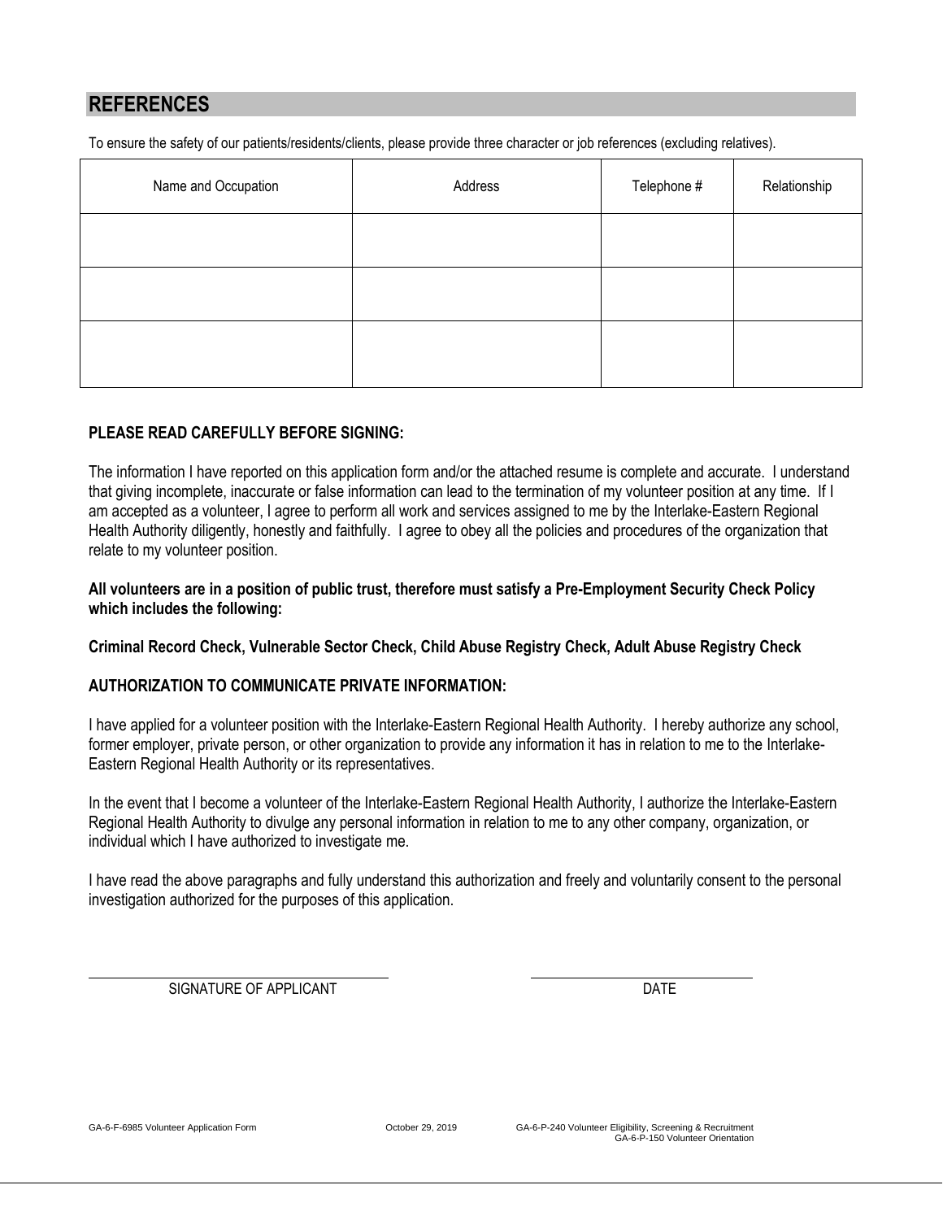## REFERENCES

To ensure the safety of our patients/residents/clients, please provide three character or job references (excluding relatives).

| Name and Occupation | Address | Telephone # | Relationship |
|---|---|---|---|
| | | | |
| | | | |
| | | | |

**PLEASE READ CAREFULLY BEFORE SIGNING:**

The information I have reported on this application form and/or the attached resume is complete and accurate. I understand that giving incomplete, inaccurate or false information can lead to the termination of my volunteer position at any time. If I am accepted as a volunteer, I agree to perform all work and services assigned to me by the Interlake-Eastern Regional Health Authority diligently, honestly and faithfully. I agree to obey all the policies and procedures of the organization that relate to my volunteer position.

**All volunteers are in a position of public trust, therefore must satisfy a Pre-Employment Security Check Policy which includes the following:**

**Criminal Record Check, Vulnerable Sector Check, Child Abuse Registry Check, Adult Abuse Registry Check**

**AUTHORIZATION TO COMMUNICATE PRIVATE INFORMATION:**

I have applied for a volunteer position with the Interlake-Eastern Regional Health Authority. I hereby authorize any school, former employer, private person, or other organization to provide any information it has in relation to me to the Interlake-Eastern Regional Health Authority or its representatives.

In the event that I become a volunteer of the Interlake-Eastern Regional Health Authority, I authorize the Interlake-Eastern Regional Health Authority to divulge any personal information in relation to me to any other company, organization, or individual which I have authorized to investigate me.

I have read the above paragraphs and fully understand this authorization and freely and voluntarily consent to the personal investigation authorized for the purposes of this application.

SIGNATURE OF APPLICANT

DATE

GA-6-F-6985 Volunteer Application Form  October 29, 2019  GA-6-P-240 Volunteer Eligibility, Screening & Recruitment  
GA-6-P-150 Volunteer Orientation